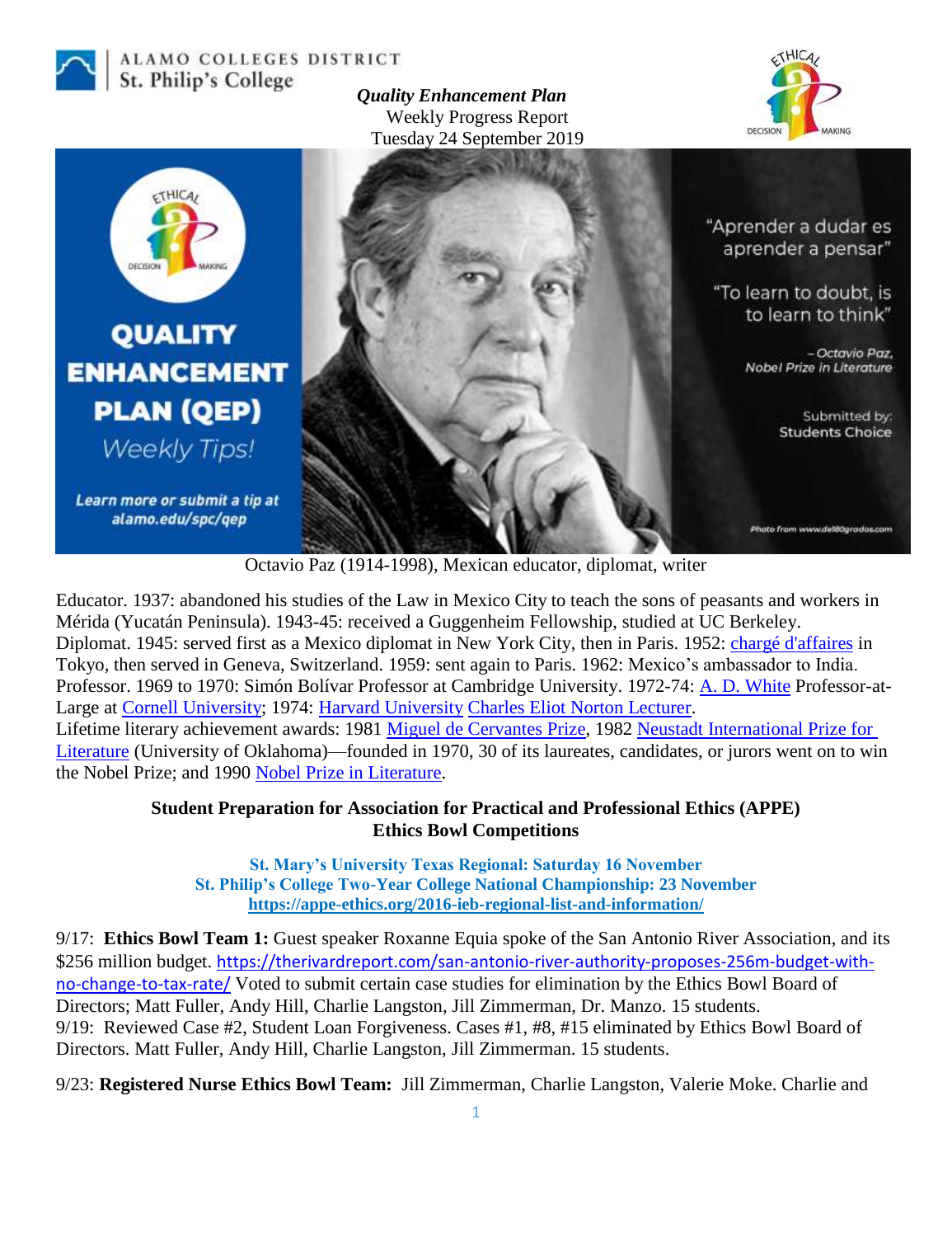ALAMO COLLEGES DISTRICT
St. Philip's College

*Quality Enhancement Plan*
Weekly Progress Report
Tuesday 24 September 2019

QUALITY ENHANCEMENT PLAN (QEP)
*Weekly Tips!*

**Learn more or submit a tip at alamo.edu/spc/qep**

"Aprender a dudar es aprender a pensar"

"To learn to doubt, is to learn to think"

*– Octavio Paz, Nobel Prize in Literature*

Submitted by: Students Choice

Photo from www.del80grados.com

Octavio Paz (1914-1998), Mexican educator, diplomat, writer

Educator. 1937: abandoned his studies of the Law in Mexico City to teach the sons of peasants and workers in Mérida (Yucatán Peninsula). 1943-45: received a Guggenheim Fellowship, studied at UC Berkeley.
Diplomat. 1945: served first as a Mexico diplomat in New York City, then in Paris. 1952: chargé d'affaires in Tokyo, then served in Geneva, Switzerland. 1959: sent again to Paris. 1962: Mexico's ambassador to India.
Professor. 1969 to 1970: Simón Bolívar Professor at Cambridge University. 1972-74: A. D. White Professor-at-Large at Cornell University; 1974: Harvard University Charles Eliot Norton Lecturer.
Lifetime literary achievement awards: 1981 Miguel de Cervantes Prize, 1982 Neustadt International Prize for Literature (University of Oklahoma)—founded in 1970, 30 of its laureates, candidates, or jurors went on to win the Nobel Prize; and 1990 Nobel Prize in Literature.

## Student Preparation for Association for Practical and Professional Ethics (APPE) Ethics Bowl Competitions

**St. Mary's University Texas Regional: Saturday 16 November**
**St. Philip's College Two-Year College National Championship: 23 November**
**https://appe-ethics.org/2016-ieb-regional-list-and-information/**

9/17: **Ethics Bowl Team 1:** Guest speaker Roxanne Equia spoke of the San Antonio River Association, and its $256 million budget. https://therivardreport.com/san-antonio-river-authority-proposes-256m-budget-with-no-change-to-tax-rate/ Voted to submit certain case studies for elimination by the Ethics Bowl Board of Directors; Matt Fuller, Andy Hill, Charlie Langston, Jill Zimmerman, Dr. Manzo. 15 students.
9/19: Reviewed Case #2, Student Loan Forgiveness. Cases #1, #8, #15 eliminated by Ethics Bowl Board of Directors. Matt Fuller, Andy Hill, Charlie Langston, Jill Zimmerman. 15 students.

9/23: **Registered Nurse Ethics Bowl Team:** Jill Zimmerman, Charlie Langston, Valerie Moke. Charlie and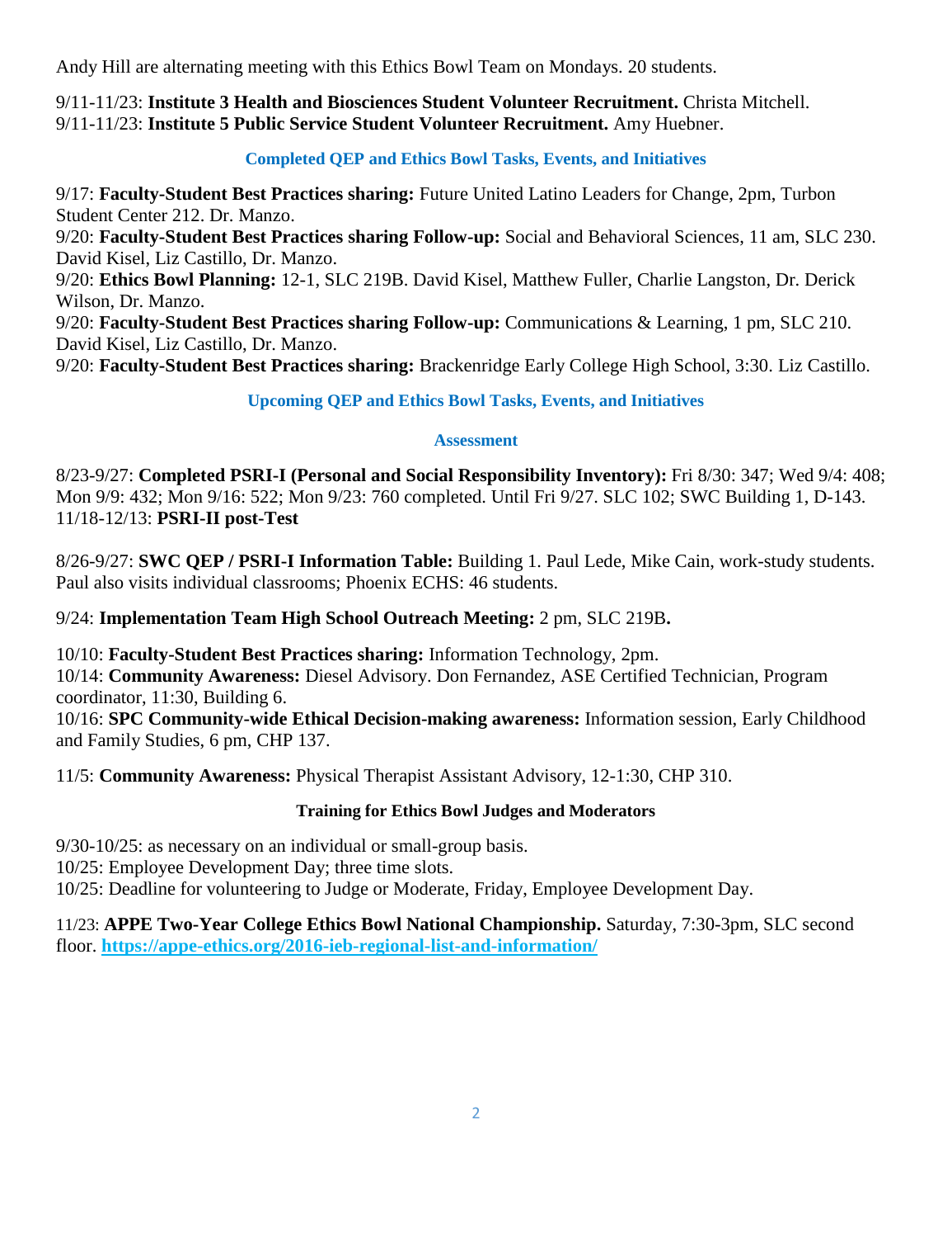Andy Hill are alternating meeting with this Ethics Bowl Team on Mondays. 20 students.

9/11-11/23: **Institute 3 Health and Biosciences Student Volunteer Recruitment.** Christa Mitchell.
9/11-11/23: **Institute 5 Public Service Student Volunteer Recruitment.** Amy Huebner.

### Completed QEP and Ethics Bowl Tasks, Events, and Initiatives

9/17: **Faculty-Student Best Practices sharing:** Future United Latino Leaders for Change, 2pm, Turbon Student Center 212. Dr. Manzo.
9/20: **Faculty-Student Best Practices sharing Follow-up:** Social and Behavioral Sciences, 11 am, SLC 230. David Kisel, Liz Castillo, Dr. Manzo.
9/20: **Ethics Bowl Planning:** 12-1, SLC 219B. David Kisel, Matthew Fuller, Charlie Langston, Dr. Derick Wilson, Dr. Manzo.
9/20: **Faculty-Student Best Practices sharing Follow-up:** Communications & Learning, 1 pm, SLC 210. David Kisel, Liz Castillo, Dr. Manzo.
9/20: **Faculty-Student Best Practices sharing:** Brackenridge Early College High School, 3:30. Liz Castillo.

### Upcoming QEP and Ethics Bowl Tasks, Events, and Initiatives

#### Assessment

8/23-9/27: **Completed PSRI-I (Personal and Social Responsibility Inventory):** Fri 8/30: 347; Wed 9/4: 408; Mon 9/9: 432; Mon 9/16: 522; Mon 9/23: 760 completed. Until Fri 9/27. SLC 102; SWC Building 1, D-143.
11/18-12/13: **PSRI-II post-Test**

8/26-9/27: **SWC QEP / PSRI-I Information Table:** Building 1. Paul Lede, Mike Cain, work-study students. Paul also visits individual classrooms; Phoenix ECHS: 46 students.

9/24: **Implementation Team High School Outreach Meeting:** 2 pm, SLC 219B**.**

10/10: **Faculty-Student Best Practices sharing:** Information Technology, 2pm.
10/14: **Community Awareness:** Diesel Advisory. Don Fernandez, ASE Certified Technician, Program coordinator, 11:30, Building 6.
10/16: **SPC Community-wide Ethical Decision-making awareness:** Information session, Early Childhood and Family Studies, 6 pm, CHP 137.

11/5: **Community Awareness:** Physical Therapist Assistant Advisory, 12-1:30, CHP 310.

#### Training for Ethics Bowl Judges and Moderators

9/30-10/25: as necessary on an individual or small-group basis.
10/25: Employee Development Day; three time slots.
10/25: Deadline for volunteering to Judge or Moderate, Friday, Employee Development Day.

11/23: **APPE Two-Year College Ethics Bowl National Championship.** Saturday, 7:30-3pm, SLC second floor. **https://appe-ethics.org/2016-ieb-regional-list-and-information/**